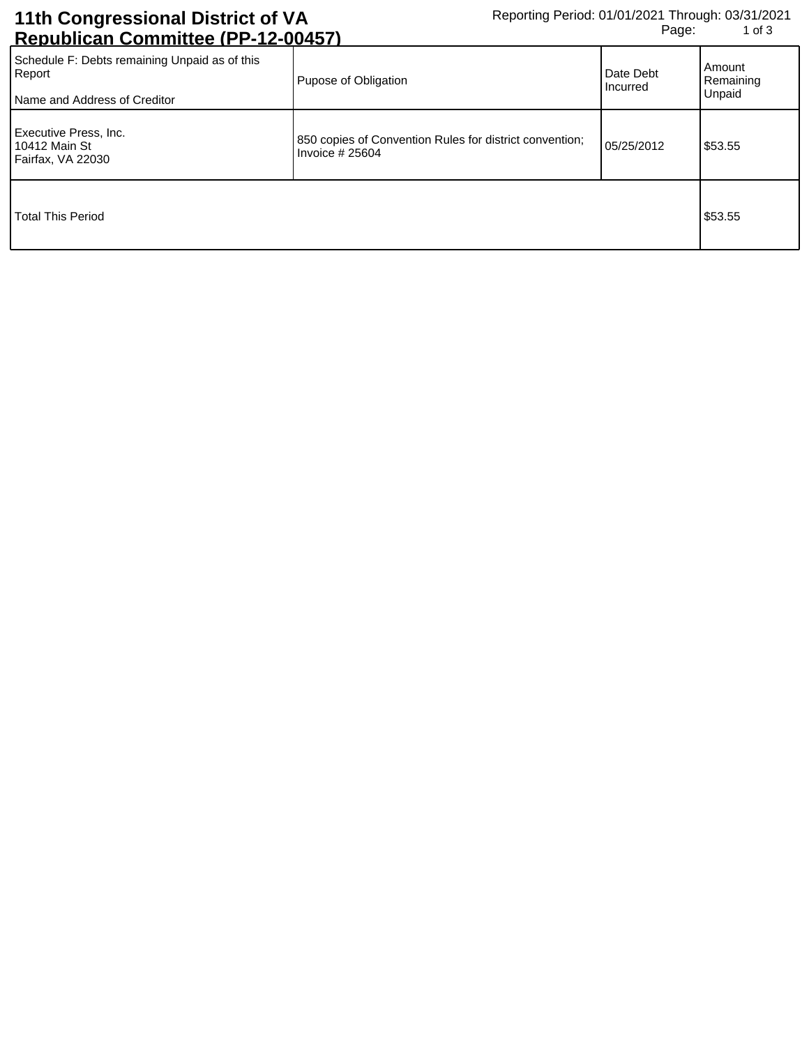# 11th Congressional District of VA Republican Committee (PP-12-00457)

Reporting Period: 01/01/2021 Through: 03/31/2021

| Schedule F: Debts remaining Unpaid as of this Report<br><br>Name and Address of Creditor | Pupose of Obligation | Date Debt Incurred | Amount Remaining Unpaid |
|---|---|---|---|
| Executive Press, Inc.<br>10412 Main St<br>Fairfax, VA 22030 | 850 copies of Convention Rules for district convention; Invoice # 25604 | 05/25/2012 | $53.55 |
| Total This Period | | | $53.55 |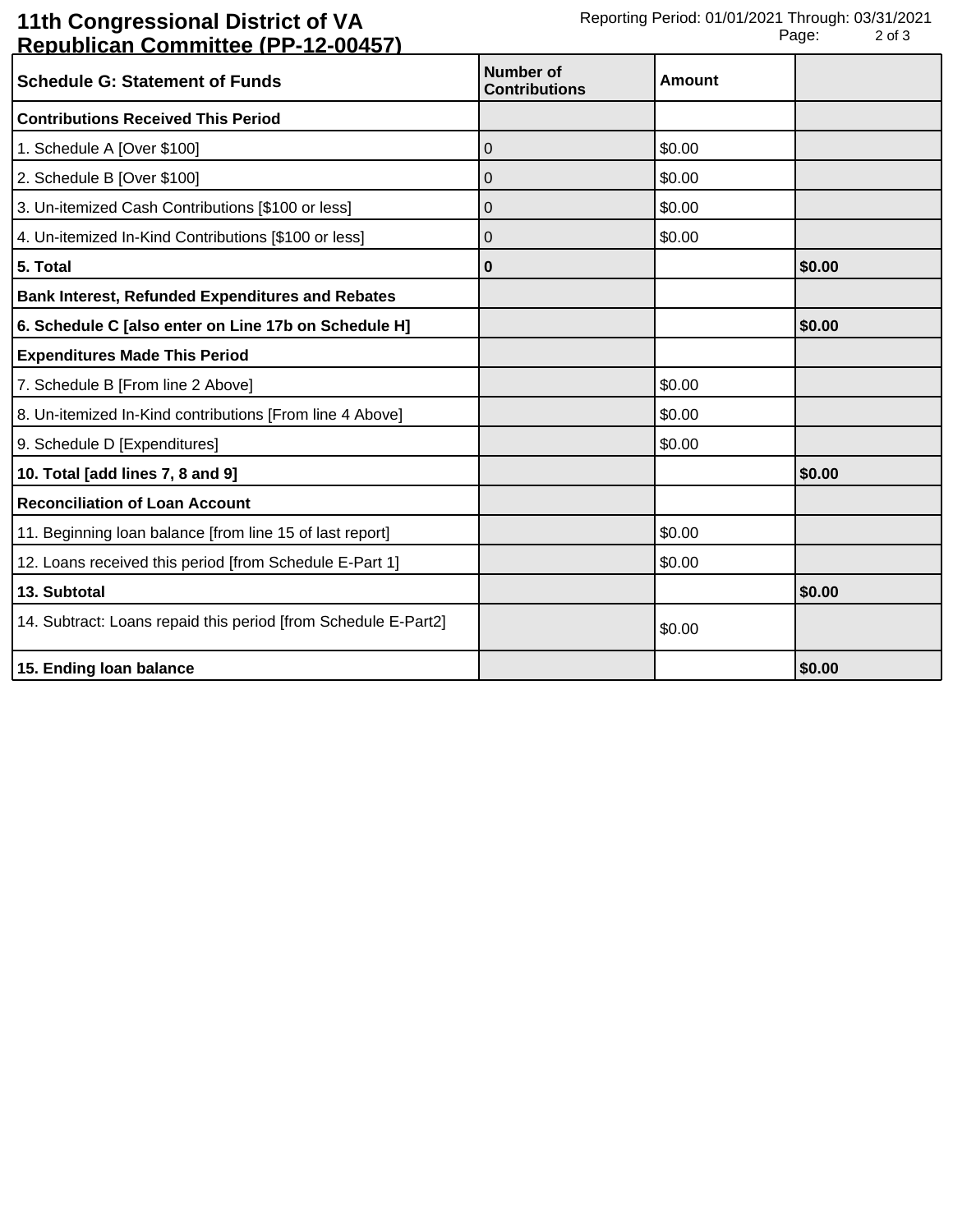**11th Congressional District of VA Republican Committee (PP-12-00457)**

Reporting Period: 01/01/2021 Through: 03/31/2021

| Schedule G: Statement of Funds | Number of Contributions | Amount | |
|---|---|---|---|
| **Contributions Received This Period** | | | |
| 1. Schedule A [Over $100] | 0 | $0.00 | |
| 2. Schedule B [Over $100] | 0 | $0.00 | |
| 3. Un-itemized Cash Contributions [$100 or less] | 0 | $0.00 | |
| 4. Un-itemized In-Kind Contributions [$100 or less] | 0 | $0.00 | |
| **5. Total** | **0** | | **$0.00** |
| **Bank Interest, Refunded Expenditures and Rebates** | | | |
| **6. Schedule C [also enter on Line 17b on Schedule H]** | | | **$0.00** |
| **Expenditures Made This Period** | | | |
| 7. Schedule B [From line 2 Above] | | $0.00 | |
| 8. Un-itemized In-Kind contributions [From line 4 Above] | | $0.00 | |
| 9. Schedule D [Expenditures] | | $0.00 | |
| **10. Total [add lines 7, 8 and 9]** | | | **$0.00** |
| **Reconciliation of Loan Account** | | | |
| 11. Beginning loan balance [from line 15 of last report] | | $0.00 | |
| 12. Loans received this period [from Schedule E-Part 1] | | $0.00 | |
| **13. Subtotal** | | | **$0.00** |
| 14. Subtract: Loans repaid this period [from Schedule E-Part2] | | $0.00 | |
| **15. Ending loan balance** | | | **$0.00** |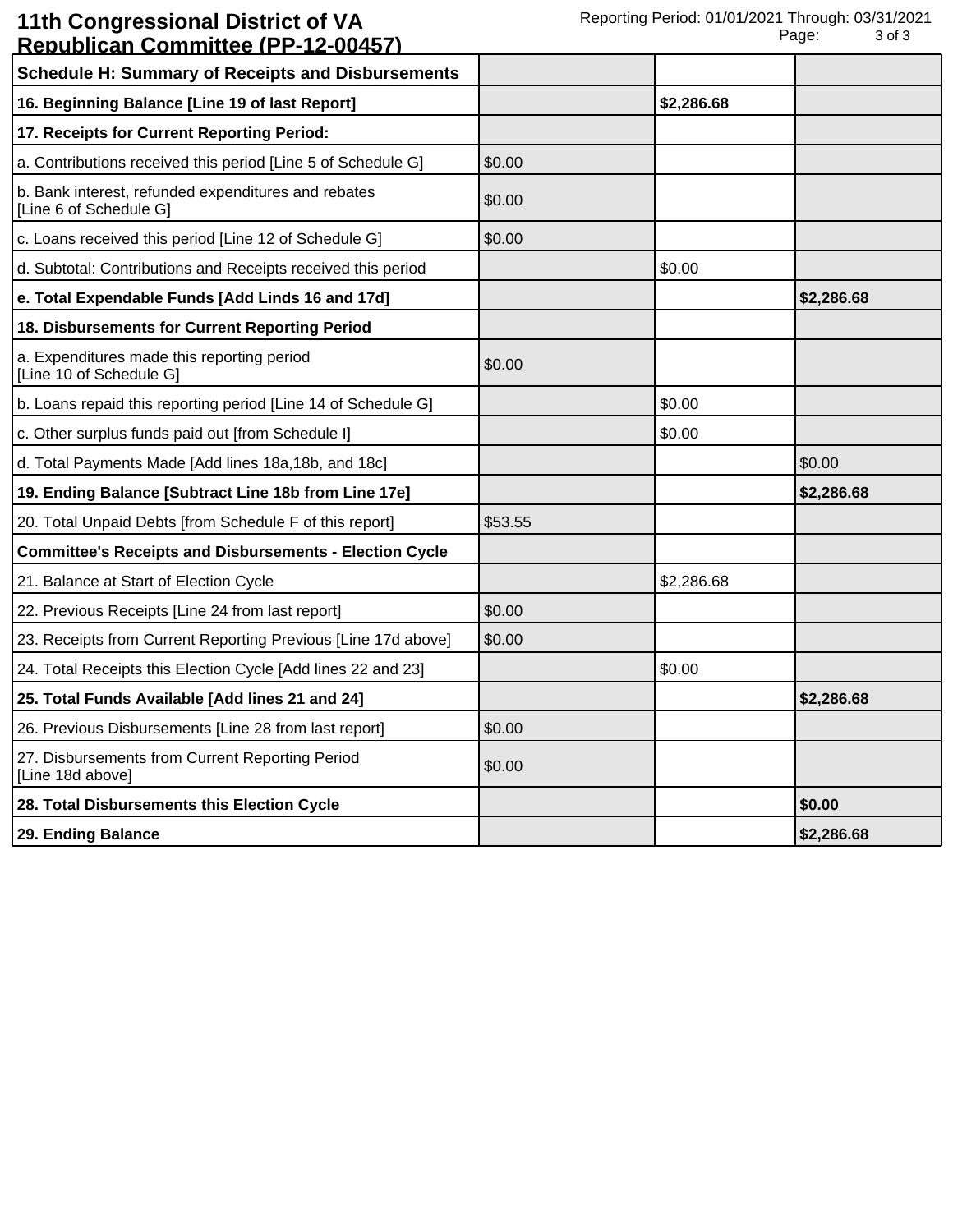11th Congressional District of VA Republican Committee (PP-12-00457)

Reporting Period: 01/01/2021 Through: 03/31/2021

| **Schedule H: Summary of Receipts and Disbursements** | | | |
|---|---|---|---|
| **16. Beginning Balance [Line 19 of last Report]** | | **$2,286.68** | |
| **17. Receipts for Current Reporting Period:** | | | |
| a. Contributions received this period [Line 5 of Schedule G] | $0.00 | | |
| b. Bank interest, refunded expenditures and rebates [Line 6 of Schedule G] | $0.00 | | |
| c. Loans received this period [Line 12 of Schedule G] | $0.00 | | |
| d. Subtotal: Contributions and Receipts received this period | | $0.00 | |
| **e. Total Expendable Funds [Add Linds 16 and 17d]** | | | **$2,286.68** |
| **18. Disbursements for Current Reporting Period** | | | |
| a. Expenditures made this reporting period [Line 10 of Schedule G] | $0.00 | | |
| b. Loans repaid this reporting period [Line 14 of Schedule G] | | $0.00 | |
| c. Other surplus funds paid out [from Schedule I] | | $0.00 | |
| d. Total Payments Made [Add lines 18a,18b, and 18c] | | | $0.00 |
| **19. Ending Balance [Subtract Line 18b from Line 17e]** | | | **$2,286.68** |
| 20. Total Unpaid Debts [from Schedule F of this report] | $53.55 | | |
| **Committee's Receipts and Disbursements - Election Cycle** | | | |
| 21. Balance at Start of Election Cycle | | $2,286.68 | |
| 22. Previous Receipts [Line 24 from last report] | $0.00 | | |
| 23. Receipts from Current Reporting Previous [Line 17d above] | $0.00 | | |
| 24. Total Receipts this Election Cycle [Add lines 22 and 23] | | $0.00 | |
| **25. Total Funds Available [Add lines 21 and 24]** | | | **$2,286.68** |
| 26. Previous Disbursements [Line 28 from last report] | $0.00 | | |
| 27. Disbursements from Current Reporting Period [Line 18d above] | $0.00 | | |
| **28. Total Disbursements this Election Cycle** | | | **$0.00** |
| **29. Ending Balance** | | | **$2,286.68** |